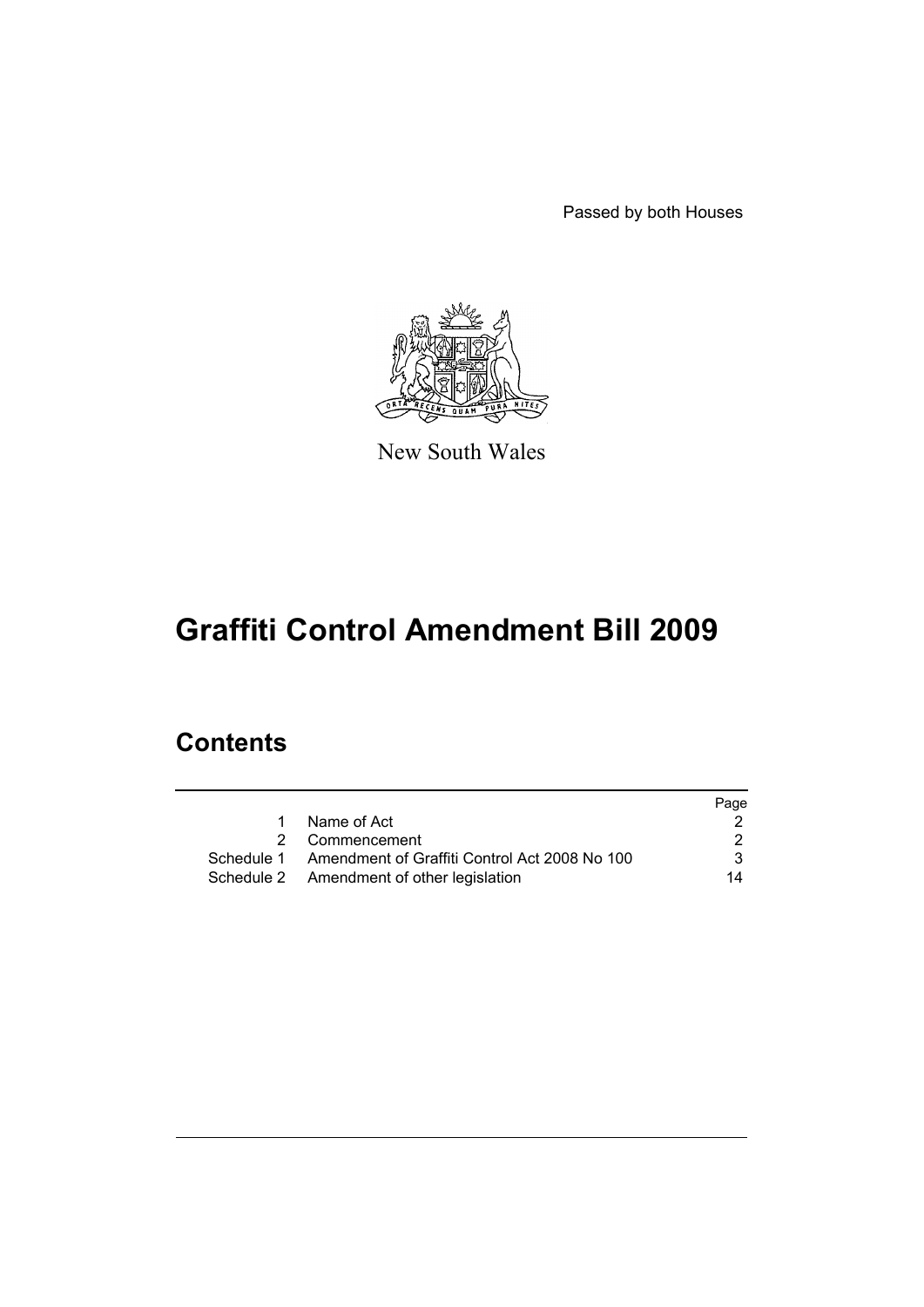Passed by both Houses

New South Wales

# Graffiti Control Amendment Bill 2009

## Contents

| | | Page |
|---|---|---|
| 1 | Name of Act | 2 |
| 2 | Commencement | 2 |
| Schedule 1 | Amendment of Graffiti Control Act 2008 No 100 | 3 |
| Schedule 2 | Amendment of other legislation | 14 |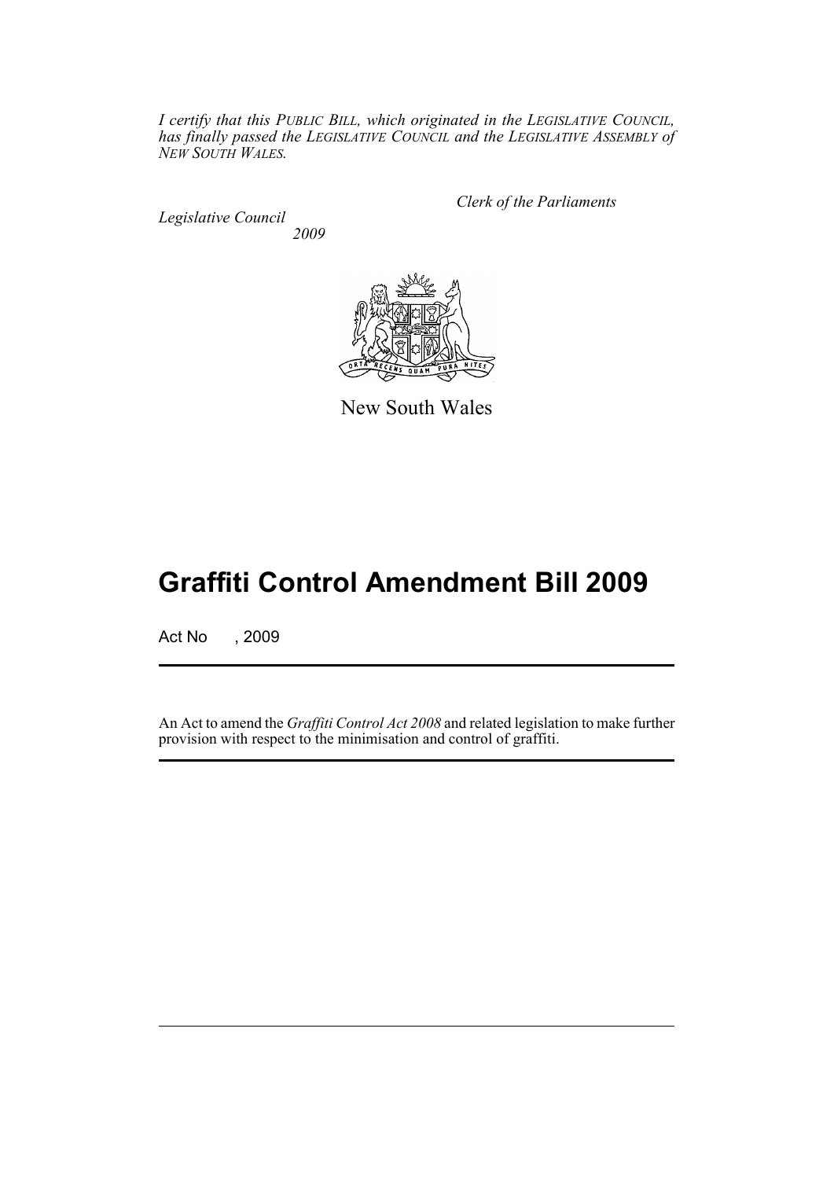*I certify that this PUBLIC BILL, which originated in the LEGISLATIVE COUNCIL, has finally passed the LEGISLATIVE COUNCIL and the LEGISLATIVE ASSEMBLY of NEW SOUTH WALES.*

*Clerk of the Parliaments*

*Legislative Council*
*2009*

New South Wales

# Graffiti Control Amendment Bill 2009

Act No , 2009

An Act to amend the *Graffiti Control Act 2008* and related legislation to make further provision with respect to the minimisation and control of graffiti.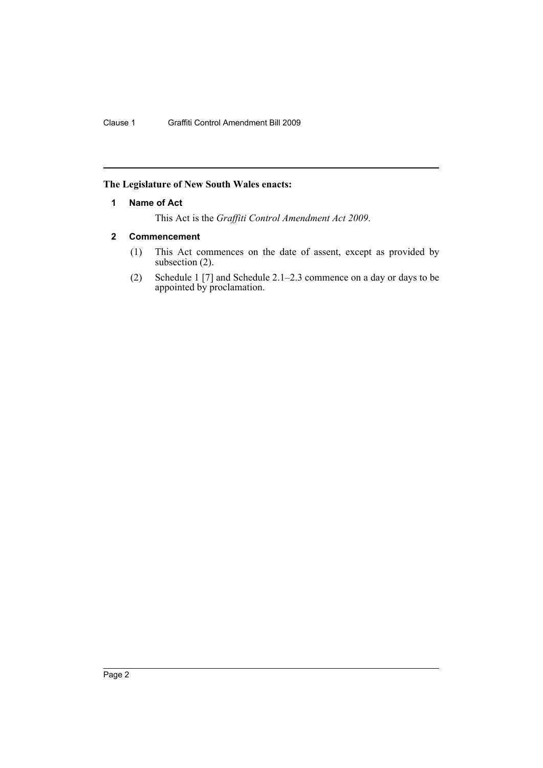**The Legislature of New South Wales enacts:**

### 1 Name of Act

This Act is the *Graffiti Control Amendment Act 2009*.

### 2 Commencement

(1) This Act commences on the date of assent, except as provided by subsection (2).

(2) Schedule 1 [7] and Schedule 2.1–2.3 commence on a day or days to be appointed by proclamation.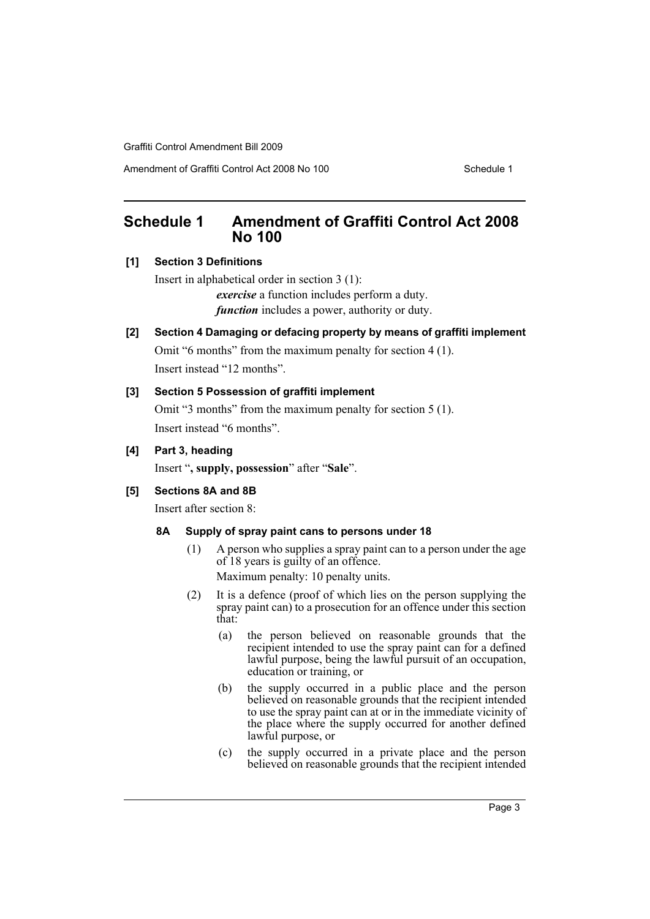## Schedule 1 Amendment of Graffiti Control Act 2008 No 100

**[1] Section 3 Definitions**

Insert in alphabetical order in section 3 (1):

***exercise*** a function includes perform a duty.

***function*** includes a power, authority or duty.

**[2] Section 4 Damaging or defacing property by means of graffiti implement**

Omit "6 months" from the maximum penalty for section 4 (1).

Insert instead "12 months".

**[3] Section 5 Possession of graffiti implement**

Omit "3 months" from the maximum penalty for section 5 (1).

Insert instead "6 months".

**[4] Part 3, heading**

Insert "**, supply, possession**" after "**Sale**".

**[5] Sections 8A and 8B**

Insert after section 8:

**8A Supply of spray paint cans to persons under 18**

(1) A person who supplies a spray paint can to a person under the age of 18 years is guilty of an offence.

Maximum penalty: 10 penalty units.

(2) It is a defence (proof of which lies on the person supplying the spray paint can) to a prosecution for an offence under this section that:

(a) the person believed on reasonable grounds that the recipient intended to use the spray paint can for a defined lawful purpose, being the lawful pursuit of an occupation, education or training, or

(b) the supply occurred in a public place and the person believed on reasonable grounds that the recipient intended to use the spray paint can at or in the immediate vicinity of the place where the supply occurred for another defined lawful purpose, or

(c) the supply occurred in a private place and the person believed on reasonable grounds that the recipient intended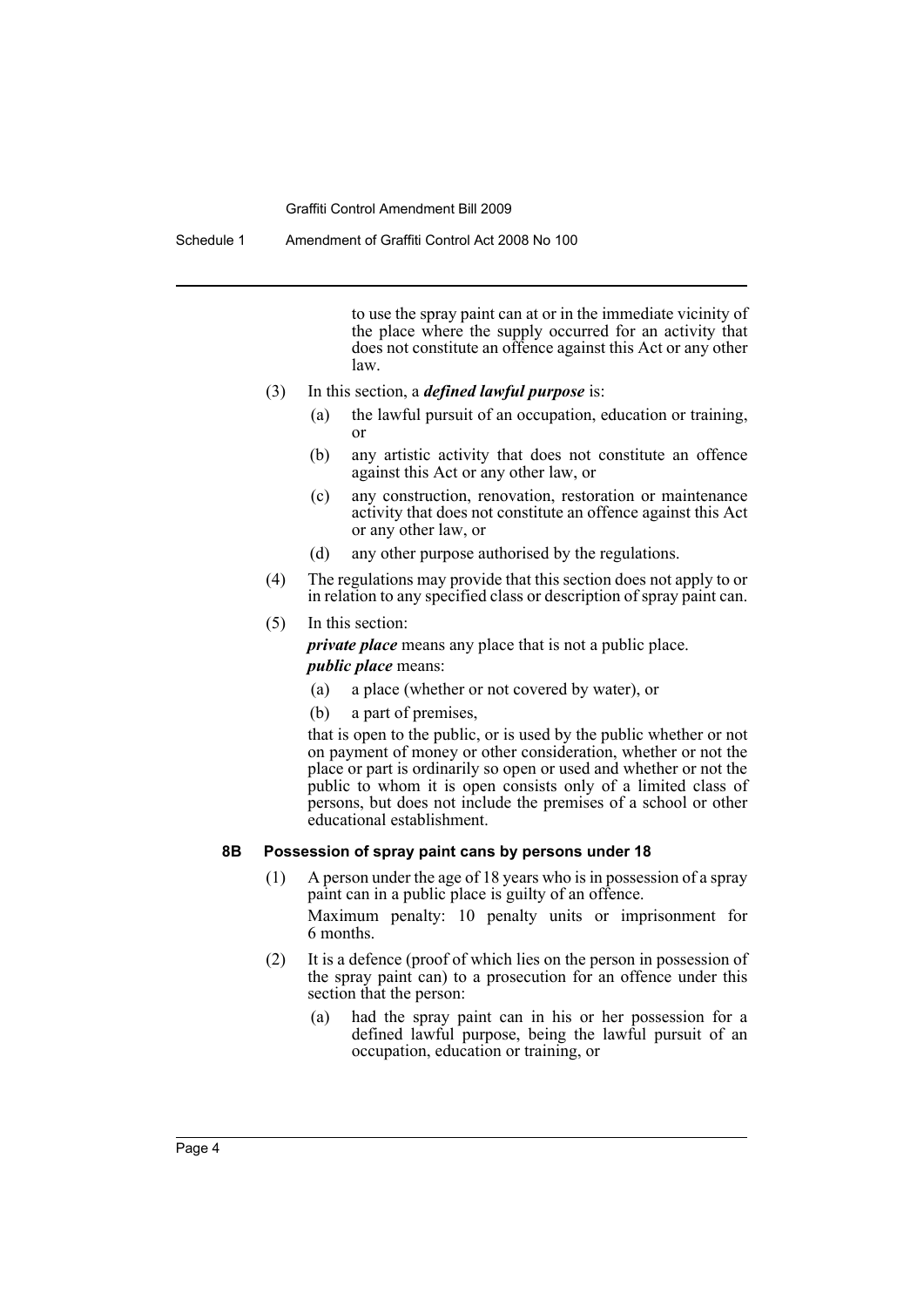to use the spray paint can at or in the immediate vicinity of the place where the supply occurred for an activity that does not constitute an offence against this Act or any other law.

(3) In this section, a ***defined lawful purpose*** is:

- (a) the lawful pursuit of an occupation, education or training, or
- (b) any artistic activity that does not constitute an offence against this Act or any other law, or
- (c) any construction, renovation, restoration or maintenance activity that does not constitute an offence against this Act or any other law, or
- (d) any other purpose authorised by the regulations.

(4) The regulations may provide that this section does not apply to or in relation to any specified class or description of spray paint can.

(5) In this section:

***private place*** means any place that is not a public place.

***public place*** means:

- (a) a place (whether or not covered by water), or
- (b) a part of premises,

that is open to the public, or is used by the public whether or not on payment of money or other consideration, whether or not the place or part is ordinarily so open or used and whether or not the public to whom it is open consists only of a limited class of persons, but does not include the premises of a school or other educational establishment.

### 8B Possession of spray paint cans by persons under 18

(1) A person under the age of 18 years who is in possession of a spray paint can in a public place is guilty of an offence.

Maximum penalty: 10 penalty units or imprisonment for 6 months.

(2) It is a defence (proof of which lies on the person in possession of the spray paint can) to a prosecution for an offence under this section that the person:

- (a) had the spray paint can in his or her possession for a defined lawful purpose, being the lawful pursuit of an occupation, education or training, or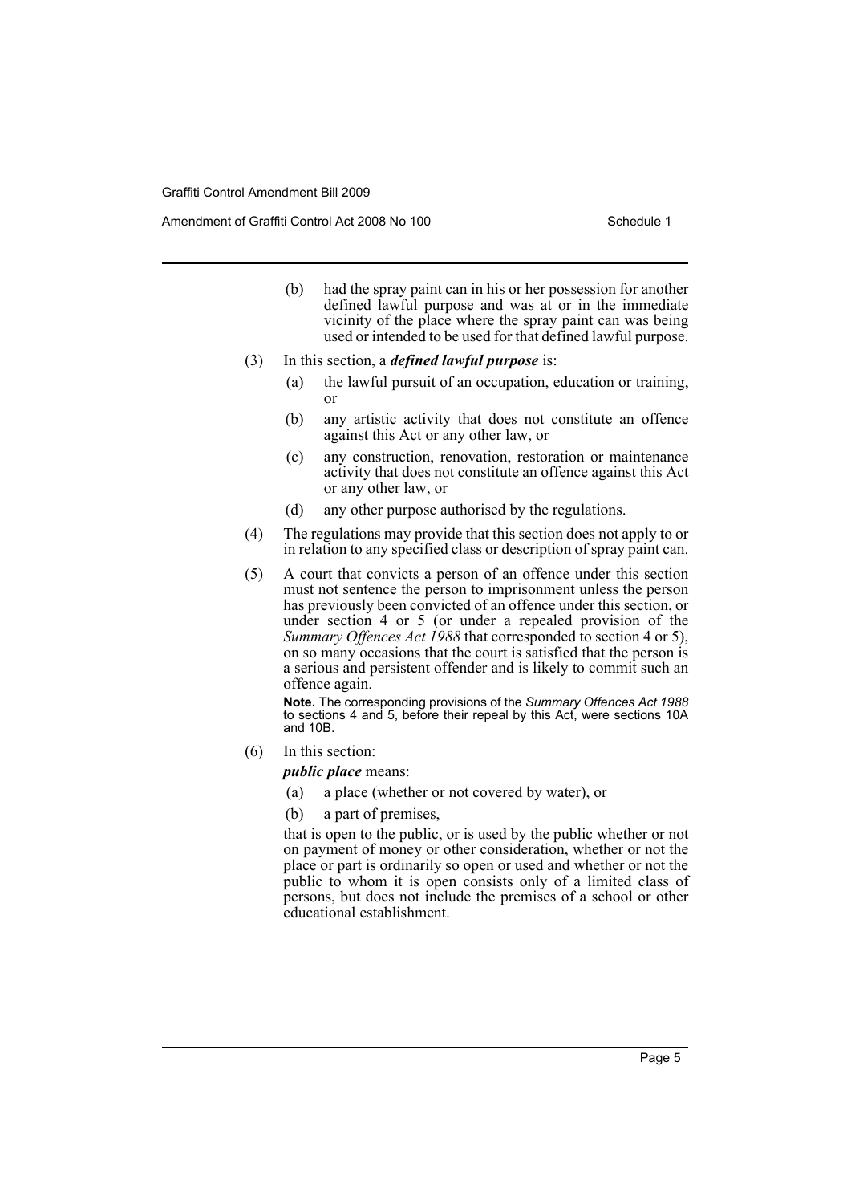(b) had the spray paint can in his or her possession for another defined lawful purpose and was at or in the immediate vicinity of the place where the spray paint can was being used or intended to be used for that defined lawful purpose.

(3) In this section, a ***defined lawful purpose*** is:

(a) the lawful pursuit of an occupation, education or training, or

(b) any artistic activity that does not constitute an offence against this Act or any other law, or

(c) any construction, renovation, restoration or maintenance activity that does not constitute an offence against this Act or any other law, or

(d) any other purpose authorised by the regulations.

(4) The regulations may provide that this section does not apply to or in relation to any specified class or description of spray paint can.

(5) A court that convicts a person of an offence under this section must not sentence the person to imprisonment unless the person has previously been convicted of an offence under this section, or under section 4 or 5 (or under a repealed provision of the *Summary Offences Act 1988* that corresponded to section 4 or 5), on so many occasions that the court is satisfied that the person is a serious and persistent offender and is likely to commit such an offence again.

**Note.** The corresponding provisions of the *Summary Offences Act 1988* to sections 4 and 5, before their repeal by this Act, were sections 10A and 10B.

(6) In this section:

***public place*** means:

(a) a place (whether or not covered by water), or

(b) a part of premises,

that is open to the public, or is used by the public whether or not on payment of money or other consideration, whether or not the place or part is ordinarily so open or used and whether or not the public to whom it is open consists only of a limited class of persons, but does not include the premises of a school or other educational establishment.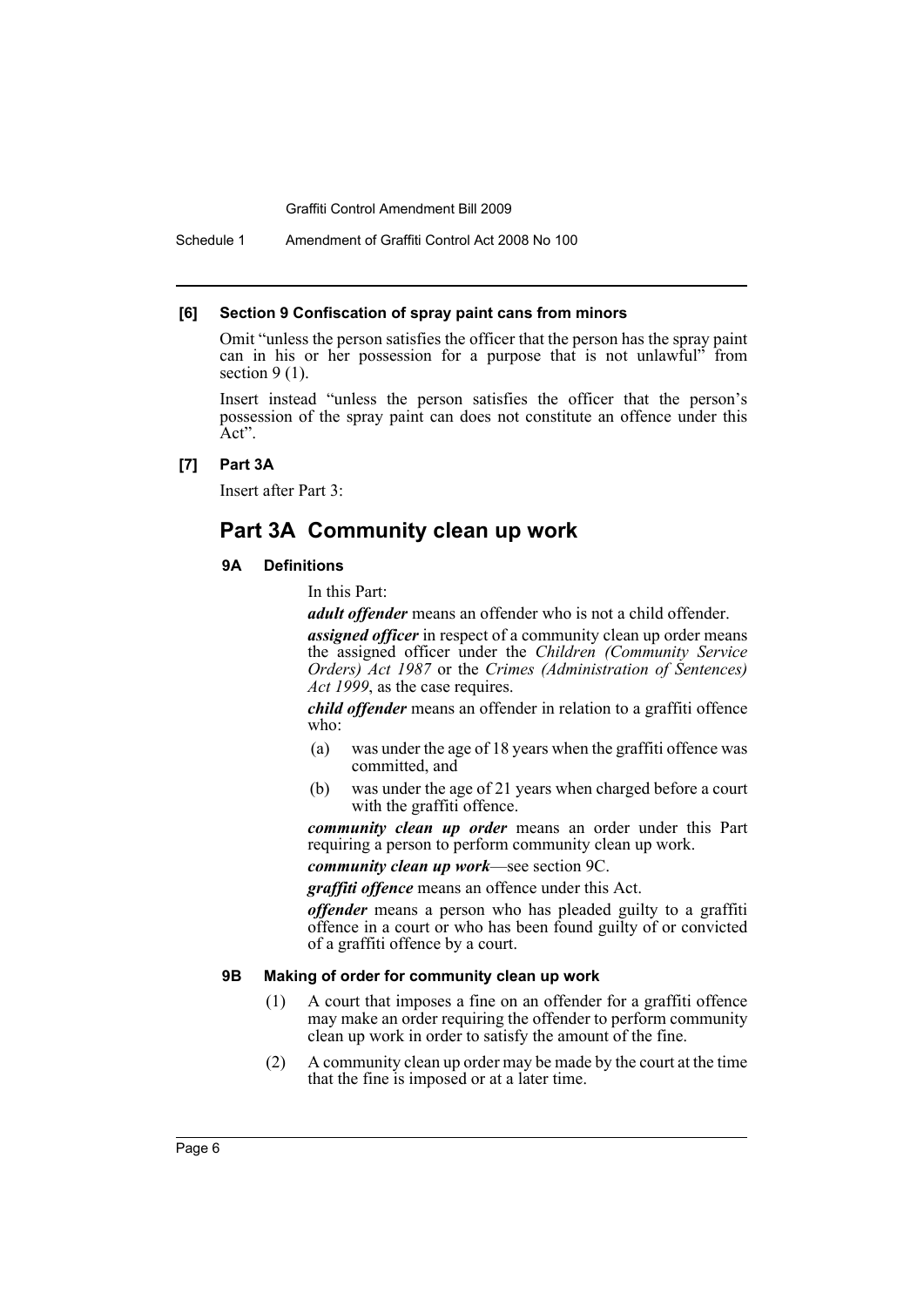**[6] Section 9 Confiscation of spray paint cans from minors**

Omit "unless the person satisfies the officer that the person has the spray paint can in his or her possession for a purpose that is not unlawful" from section 9 (1).

Insert instead "unless the person satisfies the officer that the person's possession of the spray paint can does not constitute an offence under this Act".

**[7] Part 3A**

Insert after Part 3:

## Part 3A Community clean up work

### 9A Definitions

In this Part:

***adult offender*** means an offender who is not a child offender.

***assigned officer*** in respect of a community clean up order means the assigned officer under the *Children (Community Service Orders) Act 1987* or the *Crimes (Administration of Sentences) Act 1999*, as the case requires.

***child offender*** means an offender in relation to a graffiti offence who:

(a) was under the age of 18 years when the graffiti offence was committed, and

(b) was under the age of 21 years when charged before a court with the graffiti offence.

***community clean up order*** means an order under this Part requiring a person to perform community clean up work.

***community clean up work***—see section 9C.

***graffiti offence*** means an offence under this Act.

***offender*** means a person who has pleaded guilty to a graffiti offence in a court or who has been found guilty of or convicted of a graffiti offence by a court.

### 9B Making of order for community clean up work

(1) A court that imposes a fine on an offender for a graffiti offence may make an order requiring the offender to perform community clean up work in order to satisfy the amount of the fine.

(2) A community clean up order may be made by the court at the time that the fine is imposed or at a later time.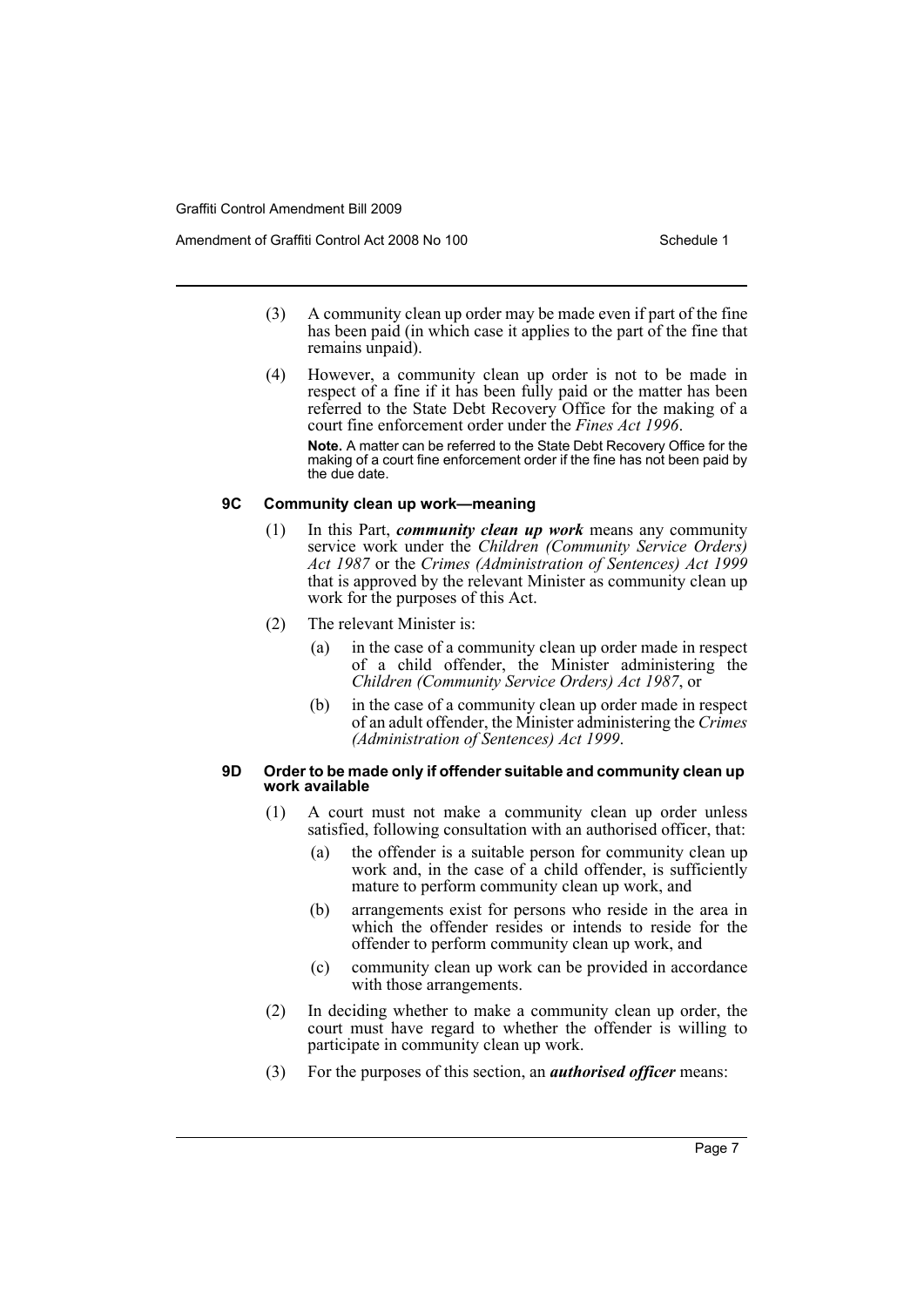(3) A community clean up order may be made even if part of the fine has been paid (in which case it applies to the part of the fine that remains unpaid).

(4) However, a community clean up order is not to be made in respect of a fine if it has been fully paid or the matter has been referred to the State Debt Recovery Office for the making of a court fine enforcement order under the *Fines Act 1996*.

**Note.** A matter can be referred to the State Debt Recovery Office for the making of a court fine enforcement order if the fine has not been paid by the due date.

#### 9C Community clean up work—meaning

(1) In this Part, ***community clean up work*** means any community service work under the *Children (Community Service Orders) Act 1987* or the *Crimes (Administration of Sentences) Act 1999* that is approved by the relevant Minister as community clean up work for the purposes of this Act.

(2) The relevant Minister is:

- (a) in the case of a community clean up order made in respect of a child offender, the Minister administering the *Children (Community Service Orders) Act 1987*, or
- (b) in the case of a community clean up order made in respect of an adult offender, the Minister administering the *Crimes (Administration of Sentences) Act 1999*.

#### 9D Order to be made only if offender suitable and community clean up work available

(1) A court must not make a community clean up order unless satisfied, following consultation with an authorised officer, that:

- (a) the offender is a suitable person for community clean up work and, in the case of a child offender, is sufficiently mature to perform community clean up work, and
- (b) arrangements exist for persons who reside in the area in which the offender resides or intends to reside for the offender to perform community clean up work, and
- (c) community clean up work can be provided in accordance with those arrangements.

(2) In deciding whether to make a community clean up order, the court must have regard to whether the offender is willing to participate in community clean up work.

(3) For the purposes of this section, an ***authorised officer*** means: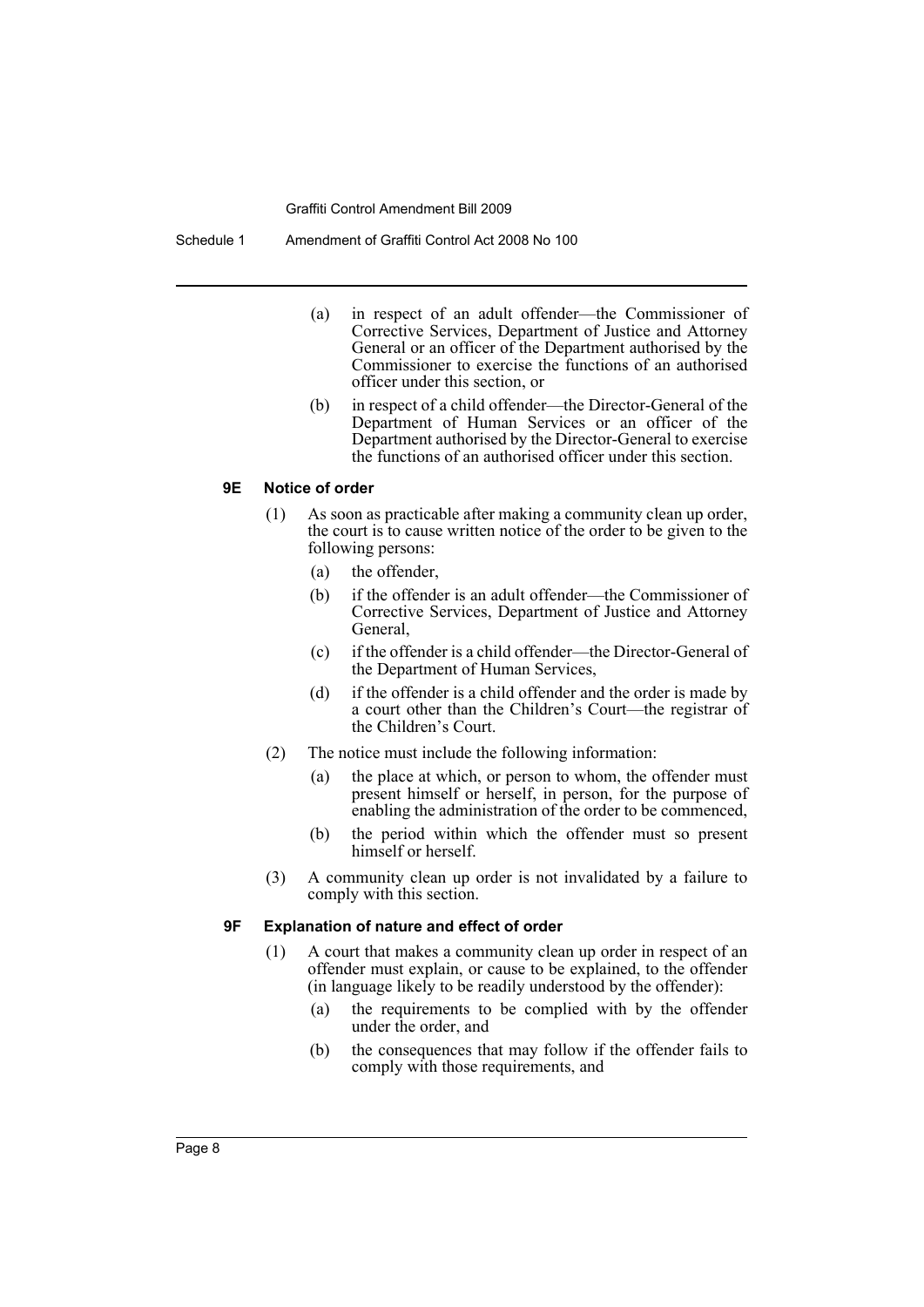(a) in respect of an adult offender—the Commissioner of Corrective Services, Department of Justice and Attorney General or an officer of the Department authorised by the Commissioner to exercise the functions of an authorised officer under this section, or

(b) in respect of a child offender—the Director-General of the Department of Human Services or an officer of the Department authorised by the Director-General to exercise the functions of an authorised officer under this section.

#### 9E Notice of order

(1) As soon as practicable after making a community clean up order, the court is to cause written notice of the order to be given to the following persons:

(a) the offender,

(b) if the offender is an adult offender—the Commissioner of Corrective Services, Department of Justice and Attorney General,

(c) if the offender is a child offender—the Director-General of the Department of Human Services,

(d) if the offender is a child offender and the order is made by a court other than the Children's Court—the registrar of the Children's Court.

(2) The notice must include the following information:

(a) the place at which, or person to whom, the offender must present himself or herself, in person, for the purpose of enabling the administration of the order to be commenced,

(b) the period within which the offender must so present himself or herself.

(3) A community clean up order is not invalidated by a failure to comply with this section.

#### 9F Explanation of nature and effect of order

(1) A court that makes a community clean up order in respect of an offender must explain, or cause to be explained, to the offender (in language likely to be readily understood by the offender):

(a) the requirements to be complied with by the offender under the order, and

(b) the consequences that may follow if the offender fails to comply with those requirements, and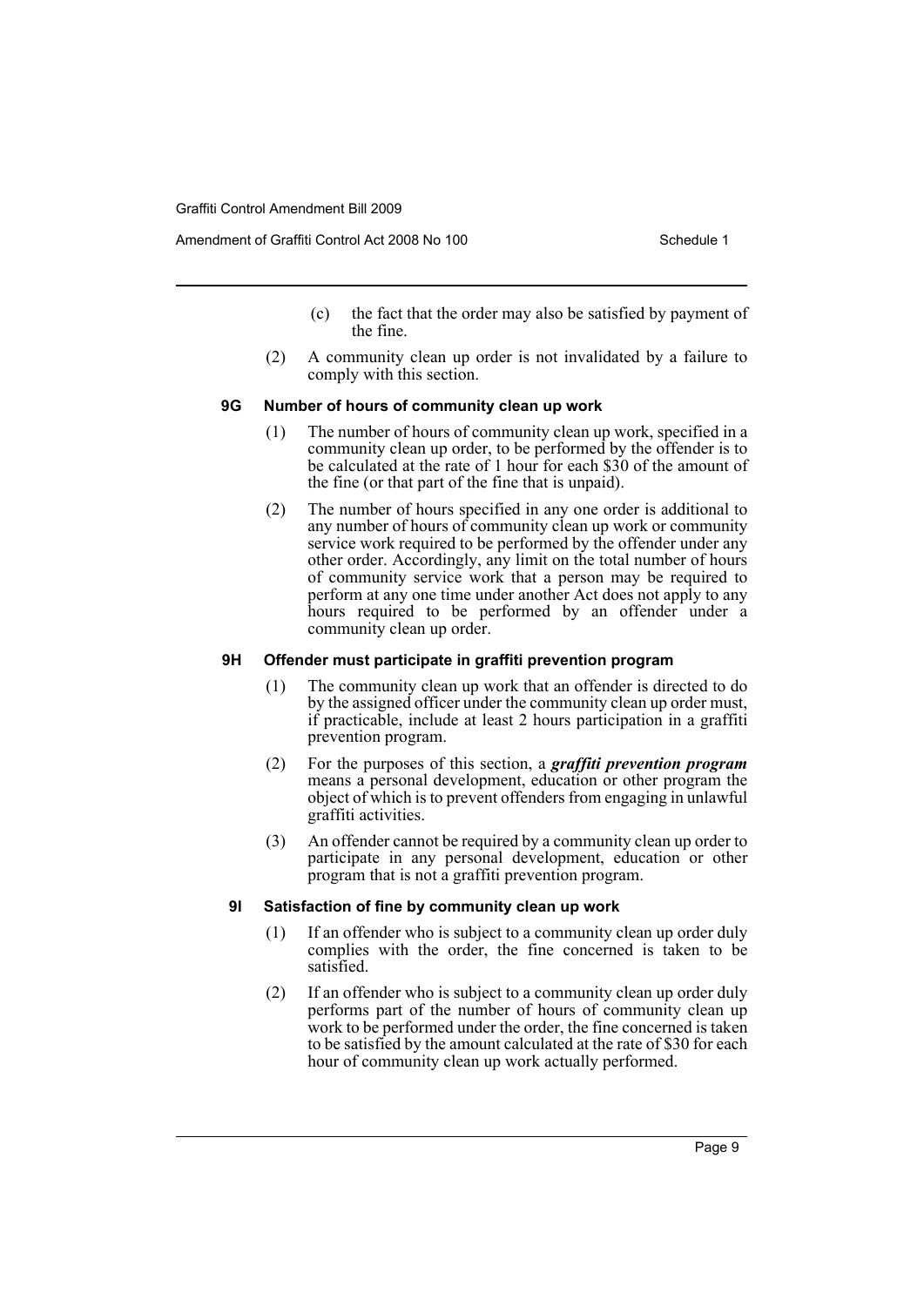(c) the fact that the order may also be satisfied by payment of the fine.

(2) A community clean up order is not invalidated by a failure to comply with this section.

#### 9G Number of hours of community clean up work

(1) The number of hours of community clean up work, specified in a community clean up order, to be performed by the offender is to be calculated at the rate of 1 hour for each $30 of the amount of the fine (or that part of the fine that is unpaid).

(2) The number of hours specified in any one order is additional to any number of hours of community clean up work or community service work required to be performed by the offender under any other order. Accordingly, any limit on the total number of hours of community service work that a person may be required to perform at any one time under another Act does not apply to any hours required to be performed by an offender under a community clean up order.

#### 9H Offender must participate in graffiti prevention program

(1) The community clean up work that an offender is directed to do by the assigned officer under the community clean up order must, if practicable, include at least 2 hours participation in a graffiti prevention program.

(2) For the purposes of this section, a ***graffiti prevention program*** means a personal development, education or other program the object of which is to prevent offenders from engaging in unlawful graffiti activities.

(3) An offender cannot be required by a community clean up order to participate in any personal development, education or other program that is not a graffiti prevention program.

#### 9I Satisfaction of fine by community clean up work

(1) If an offender who is subject to a community clean up order duly complies with the order, the fine concerned is taken to be satisfied.

(2) If an offender who is subject to a community clean up order duly performs part of the number of hours of community clean up work to be performed under the order, the fine concerned is taken to be satisfied by the amount calculated at the rate of $30 for each hour of community clean up work actually performed.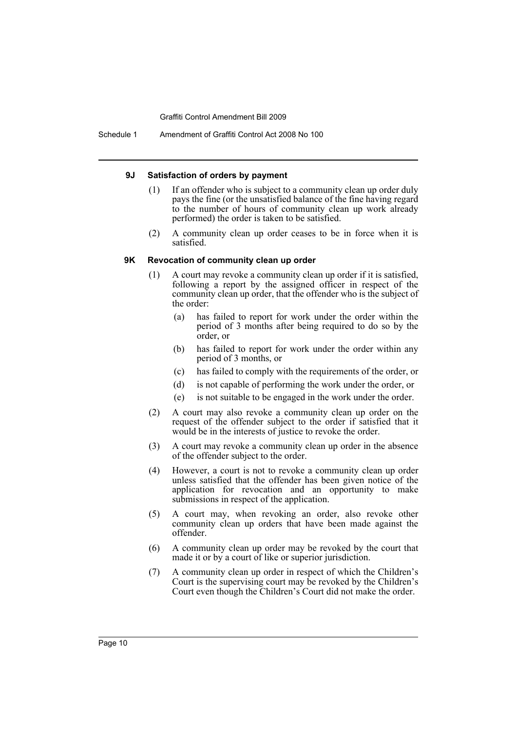#### 9J Satisfaction of orders by payment

(1) If an offender who is subject to a community clean up order duly pays the fine (or the unsatisfied balance of the fine having regard to the number of hours of community clean up work already performed) the order is taken to be satisfied.

(2) A community clean up order ceases to be in force when it is satisfied.

#### 9K Revocation of community clean up order

(1) A court may revoke a community clean up order if it is satisfied, following a report by the assigned officer in respect of the community clean up order, that the offender who is the subject of the order:

- (a) has failed to report for work under the order within the period of 3 months after being required to do so by the order, or
- (b) has failed to report for work under the order within any period of 3 months, or
- (c) has failed to comply with the requirements of the order, or
- (d) is not capable of performing the work under the order, or
- (e) is not suitable to be engaged in the work under the order.

(2) A court may also revoke a community clean up order on the request of the offender subject to the order if satisfied that it would be in the interests of justice to revoke the order.

(3) A court may revoke a community clean up order in the absence of the offender subject to the order.

(4) However, a court is not to revoke a community clean up order unless satisfied that the offender has been given notice of the application for revocation and an opportunity to make submissions in respect of the application.

(5) A court may, when revoking an order, also revoke other community clean up orders that have been made against the offender.

(6) A community clean up order may be revoked by the court that made it or by a court of like or superior jurisdiction.

(7) A community clean up order in respect of which the Children's Court is the supervising court may be revoked by the Children's Court even though the Children's Court did not make the order.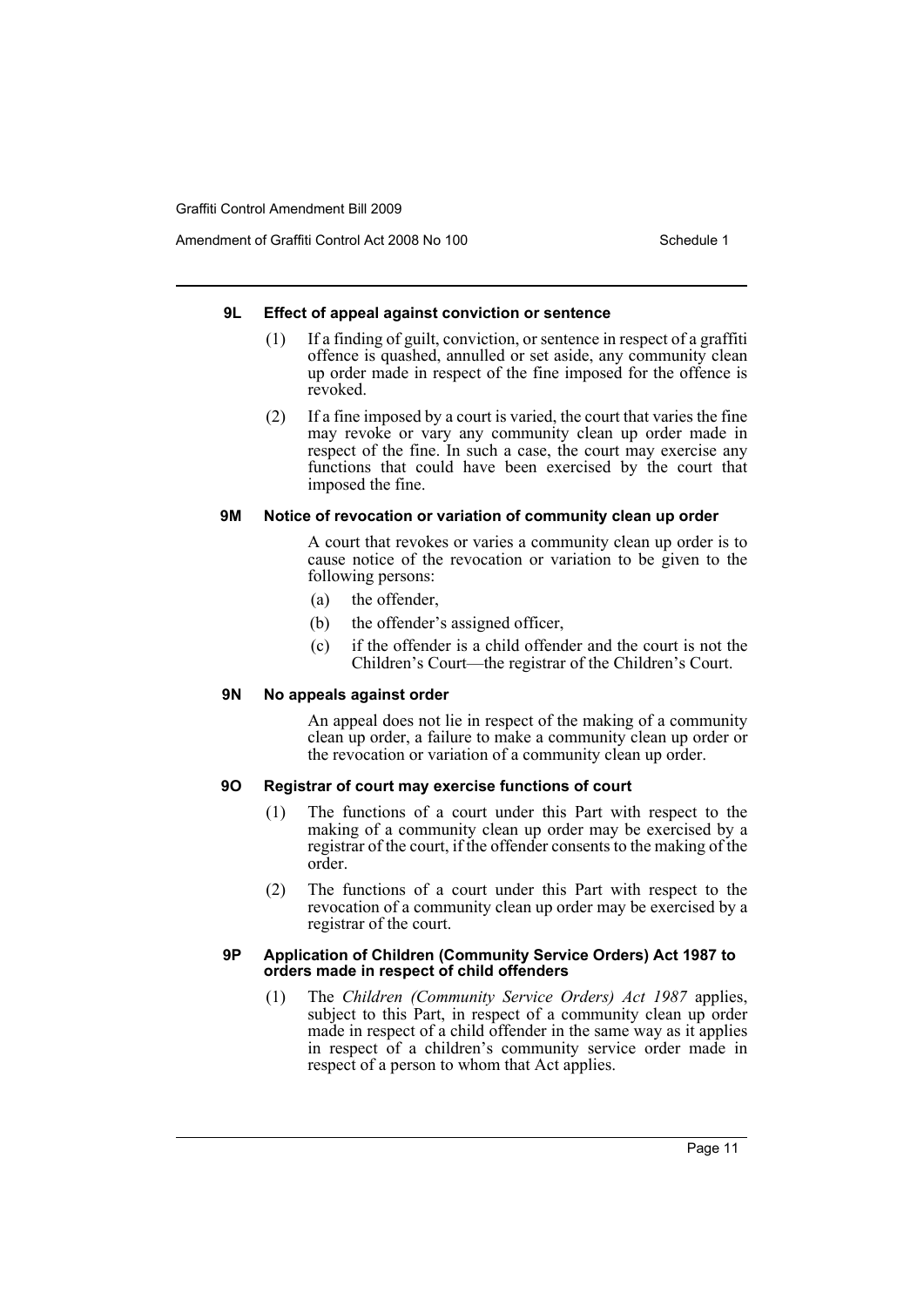#### 9L Effect of appeal against conviction or sentence

(1) If a finding of guilt, conviction, or sentence in respect of a graffiti offence is quashed, annulled or set aside, any community clean up order made in respect of the fine imposed for the offence is revoked.

(2) If a fine imposed by a court is varied, the court that varies the fine may revoke or vary any community clean up order made in respect of the fine. In such a case, the court may exercise any functions that could have been exercised by the court that imposed the fine.

#### 9M Notice of revocation or variation of community clean up order

A court that revokes or varies a community clean up order is to cause notice of the revocation or variation to be given to the following persons:

(a) the offender,

(b) the offender's assigned officer,

(c) if the offender is a child offender and the court is not the Children's Court—the registrar of the Children's Court.

#### 9N No appeals against order

An appeal does not lie in respect of the making of a community clean up order, a failure to make a community clean up order or the revocation or variation of a community clean up order.

#### 9O Registrar of court may exercise functions of court

(1) The functions of a court under this Part with respect to the making of a community clean up order may be exercised by a registrar of the court, if the offender consents to the making of the order.

(2) The functions of a court under this Part with respect to the revocation of a community clean up order may be exercised by a registrar of the court.

#### 9P Application of Children (Community Service Orders) Act 1987 to orders made in respect of child offenders

(1) The *Children (Community Service Orders) Act 1987* applies, subject to this Part, in respect of a community clean up order made in respect of a child offender in the same way as it applies in respect of a children's community service order made in respect of a person to whom that Act applies.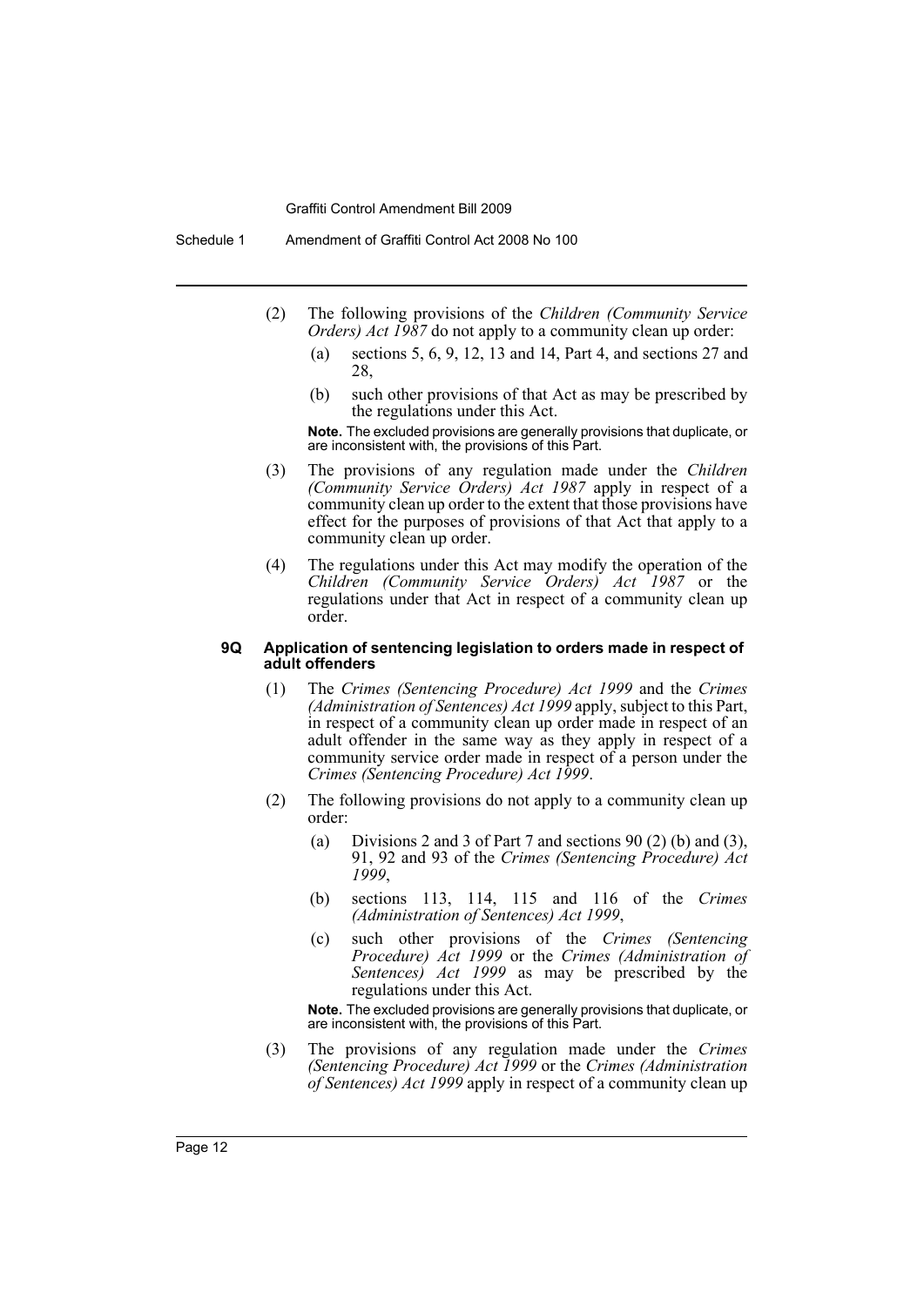(2) The following provisions of the *Children (Community Service Orders) Act 1987* do not apply to a community clean up order:

(a) sections 5, 6, 9, 12, 13 and 14, Part 4, and sections 27 and 28,

(b) such other provisions of that Act as may be prescribed by the regulations under this Act.

**Note.** The excluded provisions are generally provisions that duplicate, or are inconsistent with, the provisions of this Part.

(3) The provisions of any regulation made under the *Children (Community Service Orders) Act 1987* apply in respect of a community clean up order to the extent that those provisions have effect for the purposes of provisions of that Act that apply to a community clean up order.

(4) The regulations under this Act may modify the operation of the *Children (Community Service Orders) Act 1987* or the regulations under that Act in respect of a community clean up order.

#### 9Q Application of sentencing legislation to orders made in respect of adult offenders

(1) The *Crimes (Sentencing Procedure) Act 1999* and the *Crimes (Administration of Sentences) Act 1999* apply, subject to this Part, in respect of a community clean up order made in respect of an adult offender in the same way as they apply in respect of a community service order made in respect of a person under the *Crimes (Sentencing Procedure) Act 1999*.

(2) The following provisions do not apply to a community clean up order:

(a) Divisions 2 and 3 of Part 7 and sections 90 (2) (b) and (3), 91, 92 and 93 of the *Crimes (Sentencing Procedure) Act 1999*,

(b) sections 113, 114, 115 and 116 of the *Crimes (Administration of Sentences) Act 1999*,

(c) such other provisions of the *Crimes (Sentencing Procedure) Act 1999* or the *Crimes (Administration of Sentences) Act 1999* as may be prescribed by the regulations under this Act.

**Note.** The excluded provisions are generally provisions that duplicate, or are inconsistent with, the provisions of this Part.

(3) The provisions of any regulation made under the *Crimes (Sentencing Procedure) Act 1999* or the *Crimes (Administration of Sentences) Act 1999* apply in respect of a community clean up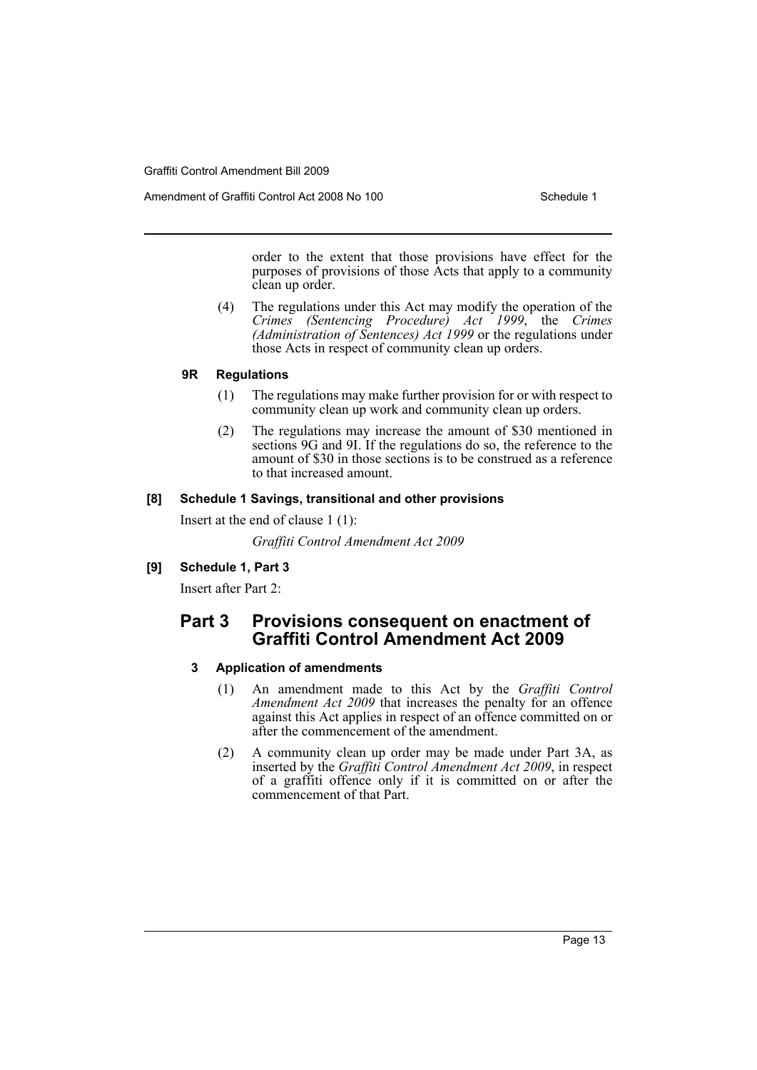order to the extent that those provisions have effect for the purposes of provisions of those Acts that apply to a community clean up order.

(4) The regulations under this Act may modify the operation of the *Crimes (Sentencing Procedure) Act 1999*, the *Crimes (Administration of Sentences) Act 1999* or the regulations under those Acts in respect of community clean up orders.

#### 9R Regulations

(1) The regulations may make further provision for or with respect to community clean up work and community clean up orders.

(2) The regulations may increase the amount of $30 mentioned in sections 9G and 9I. If the regulations do so, the reference to the amount of $30 in those sections is to be construed as a reference to that increased amount.

### [8] Schedule 1 Savings, transitional and other provisions

Insert at the end of clause 1 (1):

*Graffiti Control Amendment Act 2009*

### [9] Schedule 1, Part 3

Insert after Part 2:

## Part 3 Provisions consequent on enactment of Graffiti Control Amendment Act 2009

#### 3 Application of amendments

(1) An amendment made to this Act by the *Graffiti Control Amendment Act 2009* that increases the penalty for an offence against this Act applies in respect of an offence committed on or after the commencement of the amendment.

(2) A community clean up order may be made under Part 3A, as inserted by the *Graffiti Control Amendment Act 2009*, in respect of a graffiti offence only if it is committed on or after the commencement of that Part.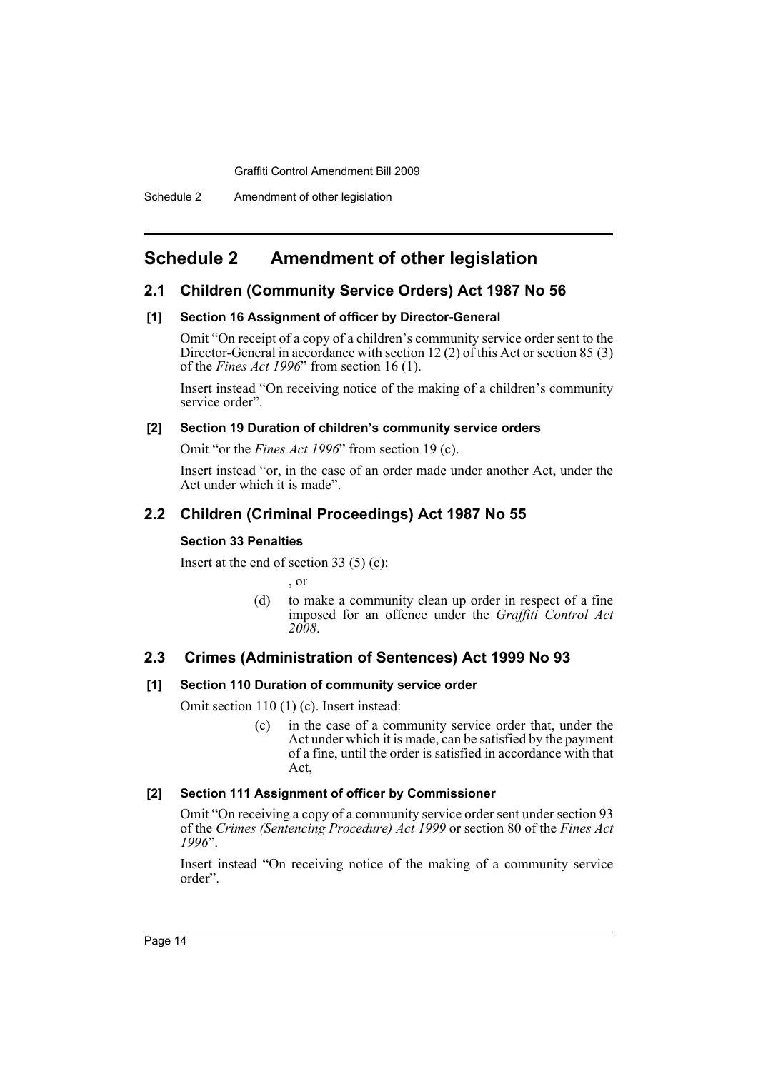# Schedule 2 Amendment of other legislation

## 2.1 Children (Community Service Orders) Act 1987 No 56

### [1] Section 16 Assignment of officer by Director-General

Omit "On receipt of a copy of a children's community service order sent to the Director-General in accordance with section 12 (2) of this Act or section 85 (3) of the *Fines Act 1996*" from section 16 (1).

Insert instead "On receiving notice of the making of a children's community service order".

### [2] Section 19 Duration of children's community service orders

Omit "or the *Fines Act 1996*" from section 19 (c).

Insert instead "or, in the case of an order made under another Act, under the Act under which it is made".

## 2.2 Children (Criminal Proceedings) Act 1987 No 55

### Section 33 Penalties

Insert at the end of section 33 (5) (c):

> , or
>
> (d) to make a community clean up order in respect of a fine imposed for an offence under the *Graffiti Control Act 2008*.

## 2.3 Crimes (Administration of Sentences) Act 1999 No 93

### [1] Section 110 Duration of community service order

Omit section 110 (1) (c). Insert instead:

> (c) in the case of a community service order that, under the Act under which it is made, can be satisfied by the payment of a fine, until the order is satisfied in accordance with that Act,

### [2] Section 111 Assignment of officer by Commissioner

Omit "On receiving a copy of a community service order sent under section 93 of the *Crimes (Sentencing Procedure) Act 1999* or section 80 of the *Fines Act 1996*".

Insert instead "On receiving notice of the making of a community service order".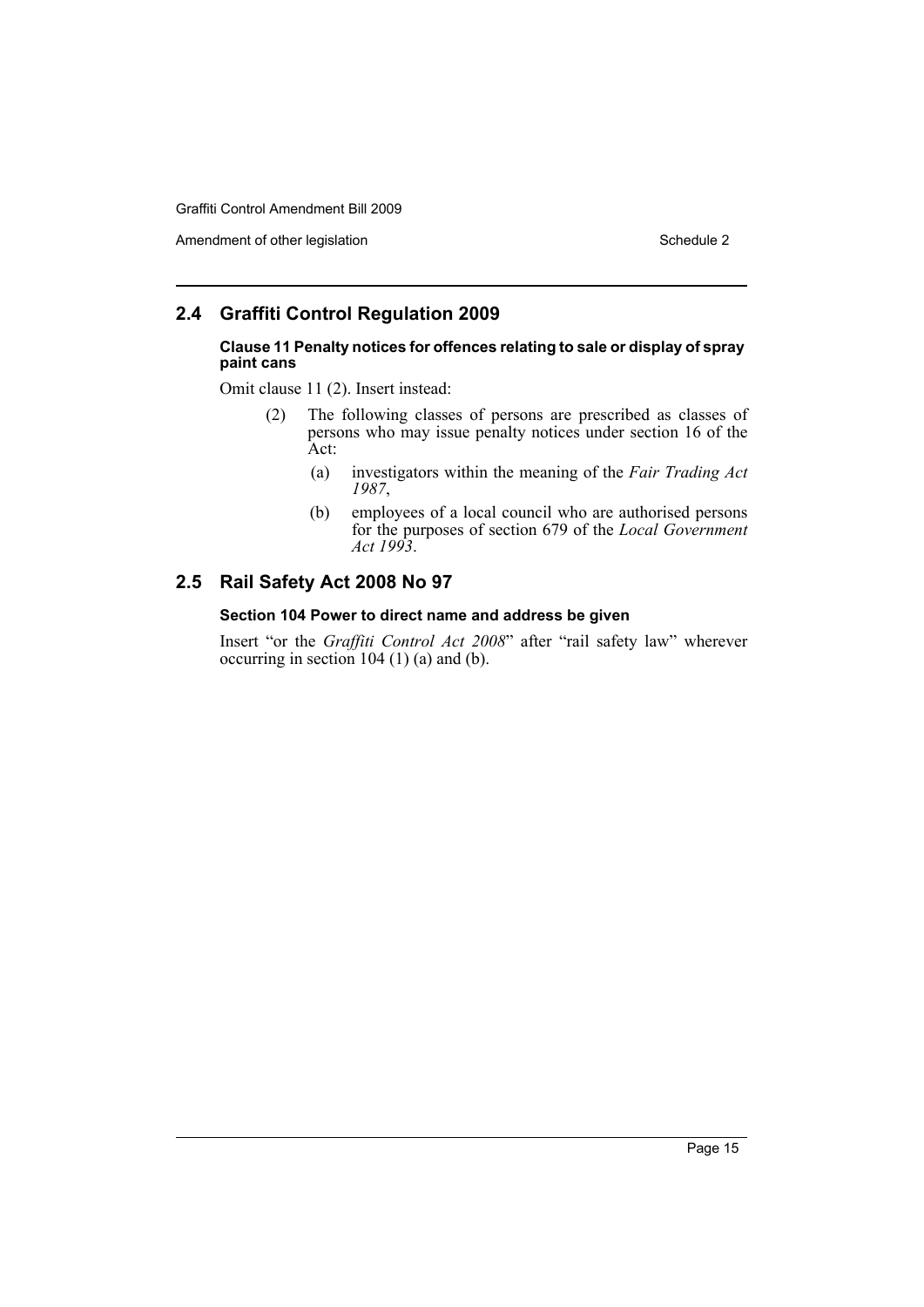## 2.4 Graffiti Control Regulation 2009

### Clause 11 Penalty notices for offences relating to sale or display of spray paint cans

Omit clause 11 (2). Insert instead:

(2) The following classes of persons are prescribed as classes of persons who may issue penalty notices under section 16 of the Act:

(a) investigators within the meaning of the *Fair Trading Act 1987*,

(b) employees of a local council who are authorised persons for the purposes of section 679 of the *Local Government Act 1993*.

## 2.5 Rail Safety Act 2008 No 97

### Section 104 Power to direct name and address be given

Insert "or the *Graffiti Control Act 2008*" after "rail safety law" wherever occurring in section 104 (1) (a) and (b).